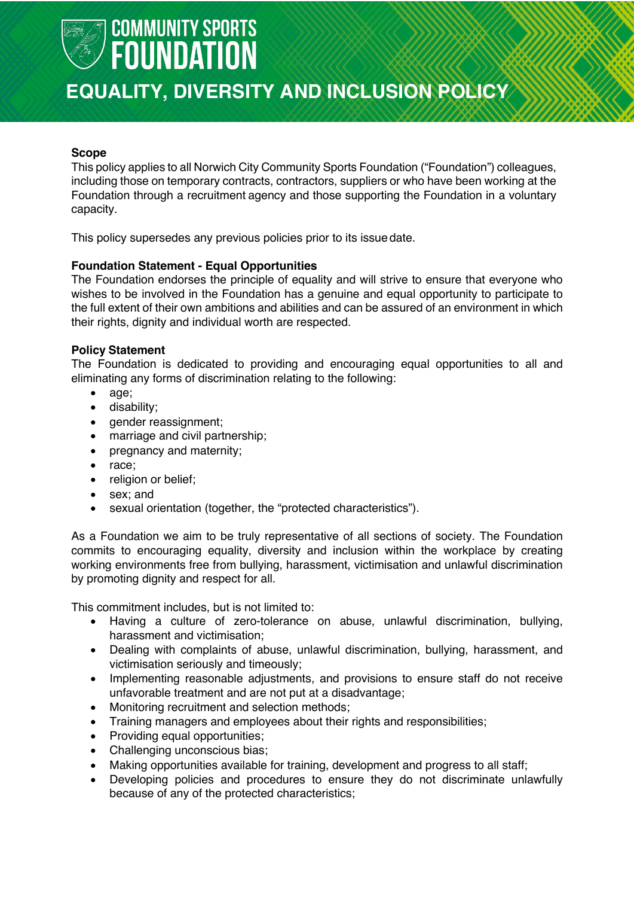COMMUNITY SPORTS FOUNDATION

# EQUALITY, DIVERSITY AND INCLUSION POLICY

**Scope**

This policy applies to all Norwich City Community Sports Foundation ("Foundation") colleagues, including those on temporary contracts, contractors, suppliers or who have been working at the Foundation through a recruitment agency and those supporting the Foundation in a voluntary capacity.

This policy supersedes any previous policies prior to its issue date.

**Foundation Statement - Equal Opportunities**

The Foundation endorses the principle of equality and will strive to ensure that everyone who wishes to be involved in the Foundation has a genuine and equal opportunity to participate to the full extent of their own ambitions and abilities and can be assured of an environment in which their rights, dignity and individual worth are respected.

**Policy Statement**

The Foundation is dedicated to providing and encouraging equal opportunities to all and eliminating any forms of discrimination relating to the following:

- age;
- disability;
- gender reassignment;
- marriage and civil partnership;
- pregnancy and maternity;
- race;
- religion or belief;
- sex; and
- sexual orientation (together, the "protected characteristics").

As a Foundation we aim to be truly representative of all sections of society. The Foundation commits to encouraging equality, diversity and inclusion within the workplace by creating working environments free from bullying, harassment, victimisation and unlawful discrimination by promoting dignity and respect for all.

This commitment includes, but is not limited to:

- Having a culture of zero-tolerance on abuse, unlawful discrimination, bullying, harassment and victimisation;
- Dealing with complaints of abuse, unlawful discrimination, bullying, harassment, and victimisation seriously and timeously;
- Implementing reasonable adjustments, and provisions to ensure staff do not receive unfavorable treatment and are not put at a disadvantage;
- Monitoring recruitment and selection methods;
- Training managers and employees about their rights and responsibilities;
- Providing equal opportunities;
- Challenging unconscious bias;
- Making opportunities available for training, development and progress to all staff;
- Developing policies and procedures to ensure they do not discriminate unlawfully because of any of the protected characteristics;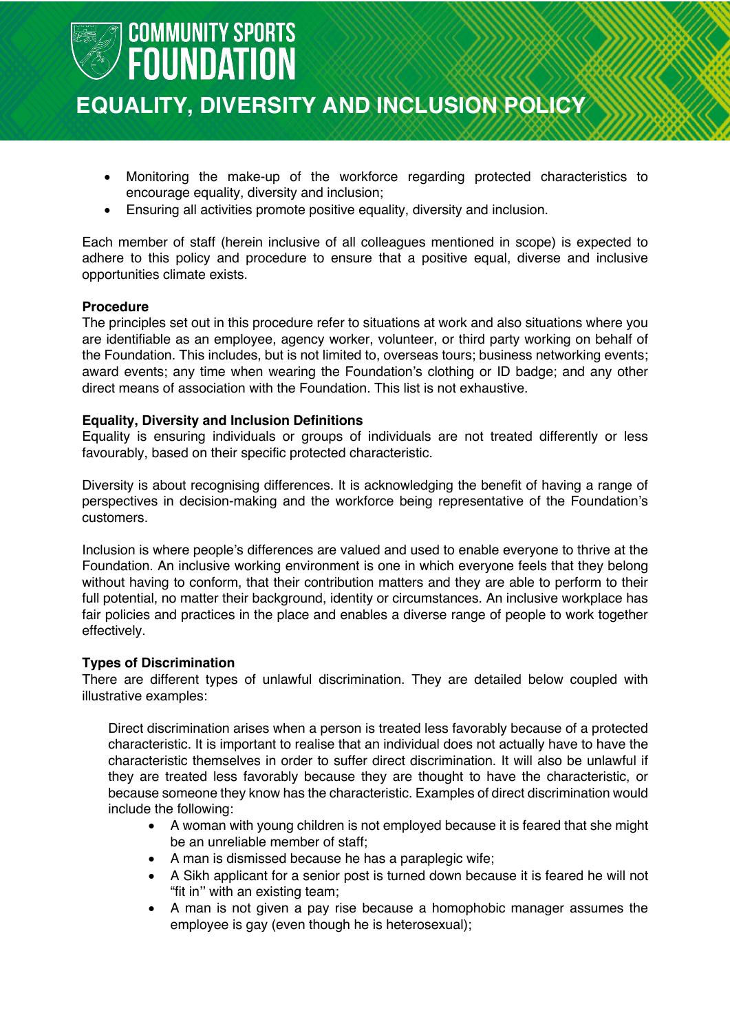- Monitoring the make-up of the workforce regarding protected characteristics to encourage equality, diversity and inclusion;
- Ensuring all activities promote positive equality, diversity and inclusion.

Each member of staff (herein inclusive of all colleagues mentioned in scope) is expected to adhere to this policy and procedure to ensure that a positive equal, diverse and inclusive opportunities climate exists.

**Procedure**
The principles set out in this procedure refer to situations at work and also situations where you are identifiable as an employee, agency worker, volunteer, or third party working on behalf of the Foundation. This includes, but is not limited to, overseas tours; business networking events; award events; any time when wearing the Foundation's clothing or ID badge; and any other direct means of association with the Foundation. This list is not exhaustive.

**Equality, Diversity and Inclusion Definitions**
Equality is ensuring individuals or groups of individuals are not treated differently or less favourably, based on their specific protected characteristic.

Diversity is about recognising differences. It is acknowledging the benefit of having a range of perspectives in decision-making and the workforce being representative of the Foundation's customers.

Inclusion is where people's differences are valued and used to enable everyone to thrive at the Foundation. An inclusive working environment is one in which everyone feels that they belong without having to conform, that their contribution matters and they are able to perform to their full potential, no matter their background, identity or circumstances. An inclusive workplace has fair policies and practices in the place and enables a diverse range of people to work together effectively.

**Types of Discrimination**
There are different types of unlawful discrimination. They are detailed below coupled with illustrative examples:

Direct discrimination arises when a person is treated less favorably because of a protected characteristic. It is important to realise that an individual does not actually have to have the characteristic themselves in order to suffer direct discrimination. It will also be unlawful if they are treated less favorably because they are thought to have the characteristic, or because someone they know has the characteristic. Examples of direct discrimination would include the following:

- A woman with young children is not employed because it is feared that she might be an unreliable member of staff;
- A man is dismissed because he has a paraplegic wife;
- A Sikh applicant for a senior post is turned down because it is feared he will not "fit in" with an existing team;
- A man is not given a pay rise because a homophobic manager assumes the employee is gay (even though he is heterosexual);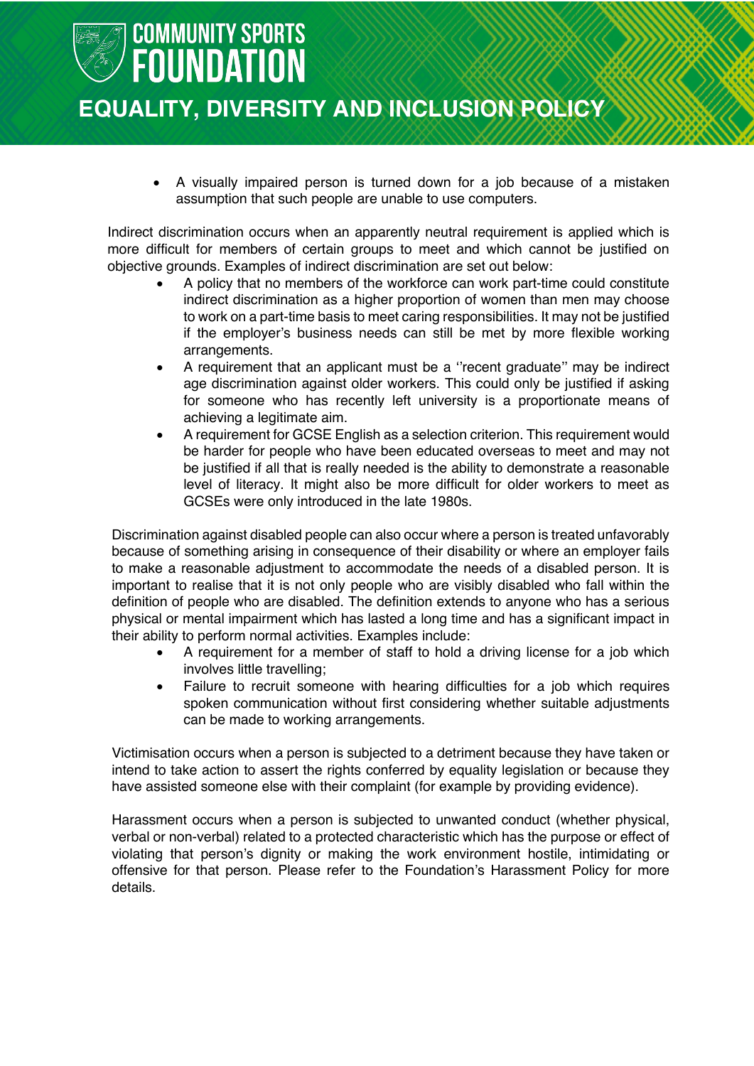- A visually impaired person is turned down for a job because of a mistaken assumption that such people are unable to use computers.

Indirect discrimination occurs when an apparently neutral requirement is applied which is more difficult for members of certain groups to meet and which cannot be justified on objective grounds. Examples of indirect discrimination are set out below:

- A policy that no members of the workforce can work part-time could constitute indirect discrimination as a higher proportion of women than men may choose to work on a part-time basis to meet caring responsibilities. It may not be justified if the employer's business needs can still be met by more flexible working arrangements.
- A requirement that an applicant must be a ''recent graduate'' may be indirect age discrimination against older workers. This could only be justified if asking for someone who has recently left university is a proportionate means of achieving a legitimate aim.
- A requirement for GCSE English as a selection criterion. This requirement would be harder for people who have been educated overseas to meet and may not be justified if all that is really needed is the ability to demonstrate a reasonable level of literacy. It might also be more difficult for older workers to meet as GCSEs were only introduced in the late 1980s.

Discrimination against disabled people can also occur where a person is treated unfavorably because of something arising in consequence of their disability or where an employer fails to make a reasonable adjustment to accommodate the needs of a disabled person. It is important to realise that it is not only people who are visibly disabled who fall within the definition of people who are disabled. The definition extends to anyone who has a serious physical or mental impairment which has lasted a long time and has a significant impact in their ability to perform normal activities. Examples include:

- A requirement for a member of staff to hold a driving license for a job which involves little travelling;
- Failure to recruit someone with hearing difficulties for a job which requires spoken communication without first considering whether suitable adjustments can be made to working arrangements.

Victimisation occurs when a person is subjected to a detriment because they have taken or intend to take action to assert the rights conferred by equality legislation or because they have assisted someone else with their complaint (for example by providing evidence).

Harassment occurs when a person is subjected to unwanted conduct (whether physical, verbal or non-verbal) related to a protected characteristic which has the purpose or effect of violating that person's dignity or making the work environment hostile, intimidating or offensive for that person. Please refer to the Foundation's Harassment Policy for more details.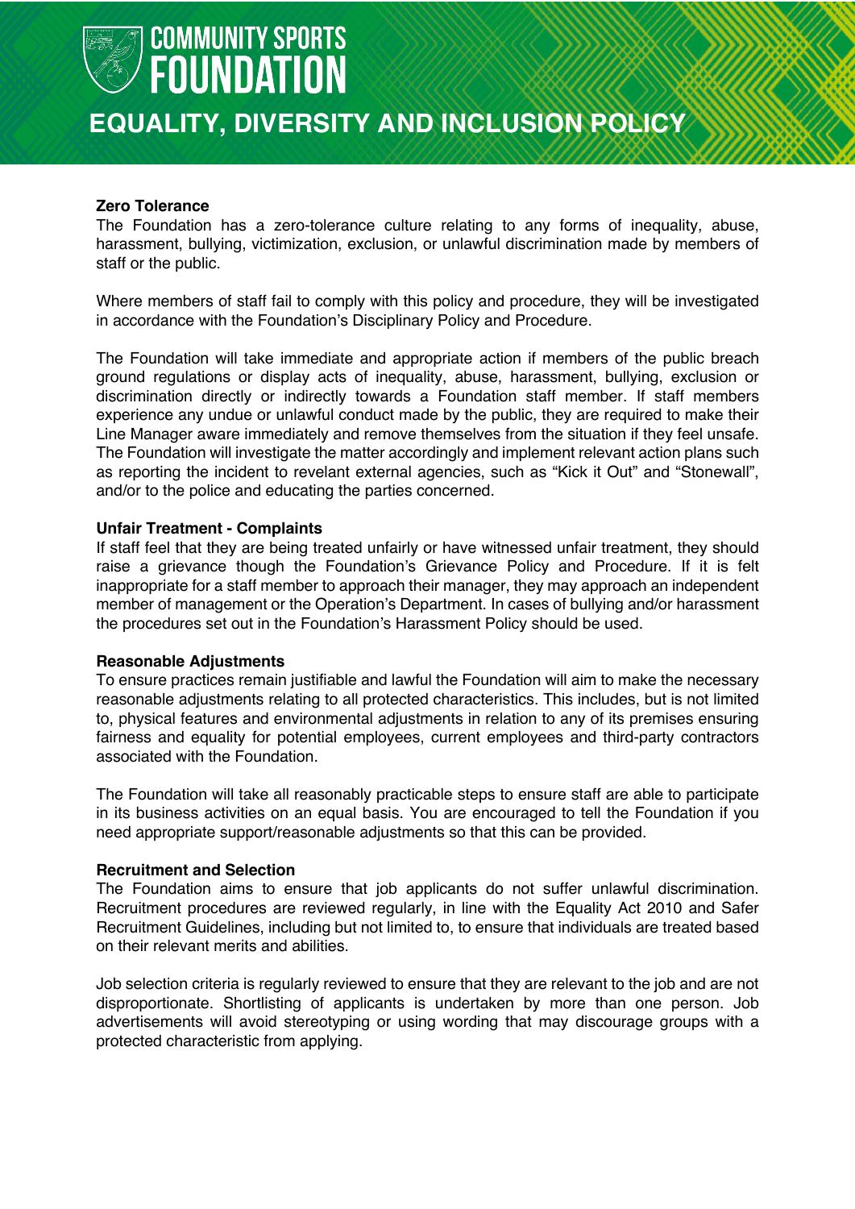## Zero Tolerance

The Foundation has a zero-tolerance culture relating to any forms of inequality, abuse, harassment, bullying, victimization, exclusion, or unlawful discrimination made by members of staff or the public.

Where members of staff fail to comply with this policy and procedure, they will be investigated in accordance with the Foundation's Disciplinary Policy and Procedure.

The Foundation will take immediate and appropriate action if members of the public breach ground regulations or display acts of inequality, abuse, harassment, bullying, exclusion or discrimination directly or indirectly towards a Foundation staff member. If staff members experience any undue or unlawful conduct made by the public, they are required to make their Line Manager aware immediately and remove themselves from the situation if they feel unsafe. The Foundation will investigate the matter accordingly and implement relevant action plans such as reporting the incident to revelant external agencies, such as "Kick it Out" and "Stonewall", and/or to the police and educating the parties concerned.

## Unfair Treatment - Complaints

If staff feel that they are being treated unfairly or have witnessed unfair treatment, they should raise a grievance though the Foundation's Grievance Policy and Procedure. If it is felt inappropriate for a staff member to approach their manager, they may approach an independent member of management or the Operation's Department. In cases of bullying and/or harassment the procedures set out in the Foundation's Harassment Policy should be used.

## Reasonable Adjustments

To ensure practices remain justifiable and lawful the Foundation will aim to make the necessary reasonable adjustments relating to all protected characteristics. This includes, but is not limited to, physical features and environmental adjustments in relation to any of its premises ensuring fairness and equality for potential employees, current employees and third-party contractors associated with the Foundation.

The Foundation will take all reasonably practicable steps to ensure staff are able to participate in its business activities on an equal basis. You are encouraged to tell the Foundation if you need appropriate support/reasonable adjustments so that this can be provided.

## Recruitment and Selection

The Foundation aims to ensure that job applicants do not suffer unlawful discrimination. Recruitment procedures are reviewed regularly, in line with the Equality Act 2010 and Safer Recruitment Guidelines, including but not limited to, to ensure that individuals are treated based on their relevant merits and abilities.

Job selection criteria is regularly reviewed to ensure that they are relevant to the job and are not disproportionate. Shortlisting of applicants is undertaken by more than one person. Job advertisements will avoid stereotyping or using wording that may discourage groups with a protected characteristic from applying.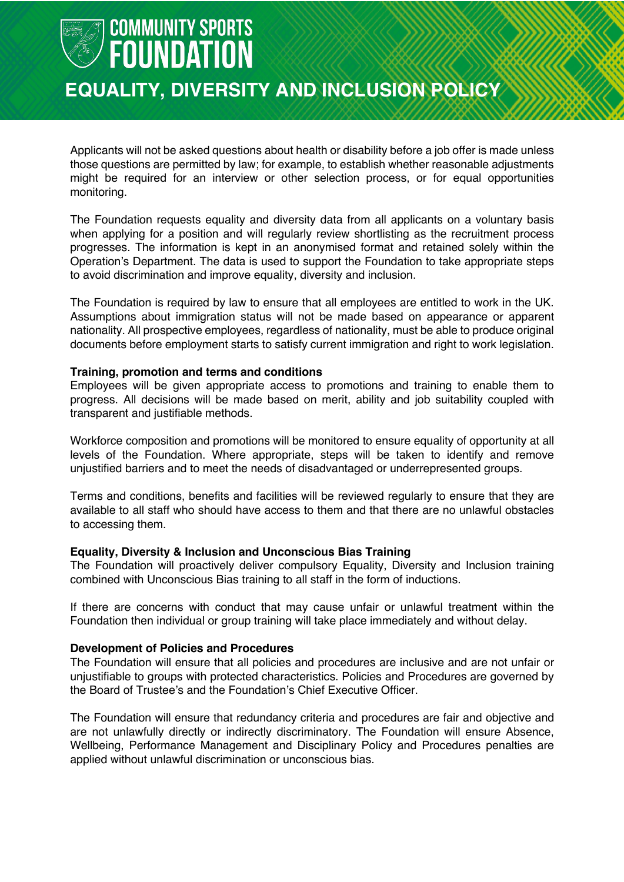Applicants will not be asked questions about health or disability before a job offer is made unless those questions are permitted by law; for example, to establish whether reasonable adjustments might be required for an interview or other selection process, or for equal opportunities monitoring.

The Foundation requests equality and diversity data from all applicants on a voluntary basis when applying for a position and will regularly review shortlisting as the recruitment process progresses. The information is kept in an anonymised format and retained solely within the Operation's Department. The data is used to support the Foundation to take appropriate steps to avoid discrimination and improve equality, diversity and inclusion.

The Foundation is required by law to ensure that all employees are entitled to work in the UK. Assumptions about immigration status will not be made based on appearance or apparent nationality. All prospective employees, regardless of nationality, must be able to produce original documents before employment starts to satisfy current immigration and right to work legislation.

**Training, promotion and terms and conditions**

Employees will be given appropriate access to promotions and training to enable them to progress. All decisions will be made based on merit, ability and job suitability coupled with transparent and justifiable methods.

Workforce composition and promotions will be monitored to ensure equality of opportunity at all levels of the Foundation. Where appropriate, steps will be taken to identify and remove unjustified barriers and to meet the needs of disadvantaged or underrepresented groups.

Terms and conditions, benefits and facilities will be reviewed regularly to ensure that they are available to all staff who should have access to them and that there are no unlawful obstacles to accessing them.

**Equality, Diversity & Inclusion and Unconscious Bias Training**

The Foundation will proactively deliver compulsory Equality, Diversity and Inclusion training combined with Unconscious Bias training to all staff in the form of inductions.

If there are concerns with conduct that may cause unfair or unlawful treatment within the Foundation then individual or group training will take place immediately and without delay.

**Development of Policies and Procedures**

The Foundation will ensure that all policies and procedures are inclusive and are not unfair or unjustifiable to groups with protected characteristics. Policies and Procedures are governed by the Board of Trustee's and the Foundation's Chief Executive Officer.

The Foundation will ensure that redundancy criteria and procedures are fair and objective and are not unlawfully directly or indirectly discriminatory. The Foundation will ensure Absence, Wellbeing, Performance Management and Disciplinary Policy and Procedures penalties are applied without unlawful discrimination or unconscious bias.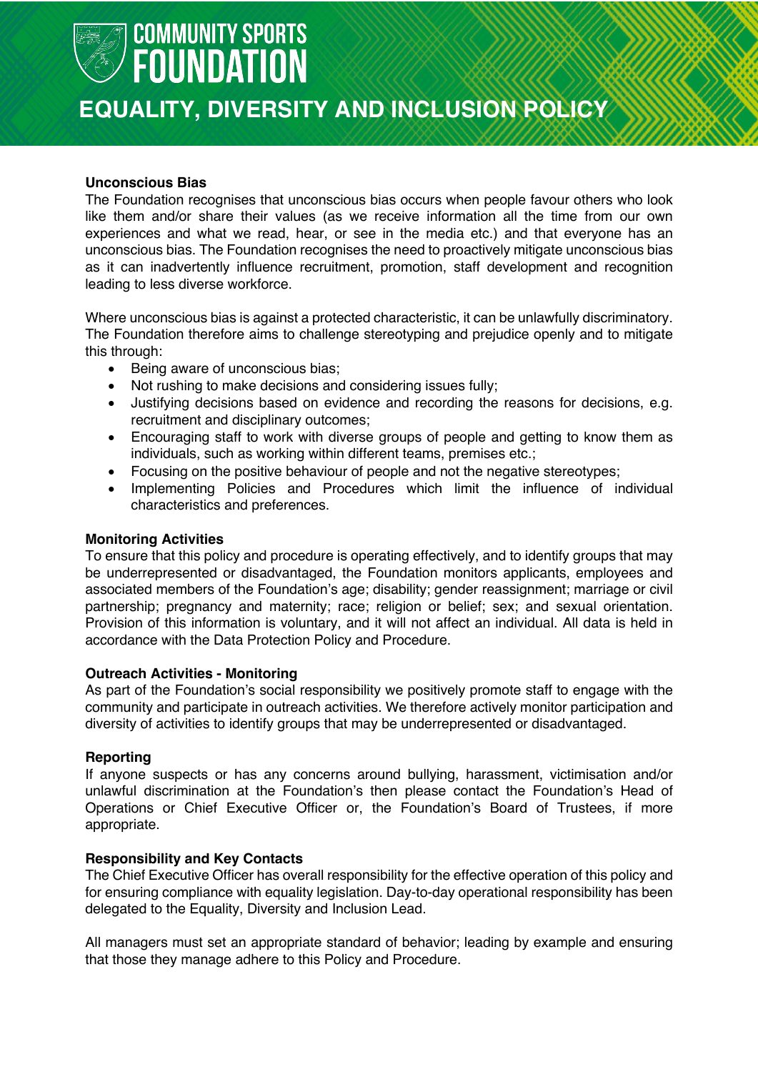## Unconscious Bias

The Foundation recognises that unconscious bias occurs when people favour others who look like them and/or share their values (as we receive information all the time from our own experiences and what we read, hear, or see in the media etc.) and that everyone has an unconscious bias. The Foundation recognises the need to proactively mitigate unconscious bias as it can inadvertently influence recruitment, promotion, staff development and recognition leading to less diverse workforce.

Where unconscious bias is against a protected characteristic, it can be unlawfully discriminatory. The Foundation therefore aims to challenge stereotyping and prejudice openly and to mitigate this through:

- Being aware of unconscious bias;
- Not rushing to make decisions and considering issues fully;
- Justifying decisions based on evidence and recording the reasons for decisions, e.g. recruitment and disciplinary outcomes;
- Encouraging staff to work with diverse groups of people and getting to know them as individuals, such as working within different teams, premises etc.;
- Focusing on the positive behaviour of people and not the negative stereotypes;
- Implementing Policies and Procedures which limit the influence of individual characteristics and preferences.

## Monitoring Activities

To ensure that this policy and procedure is operating effectively, and to identify groups that may be underrepresented or disadvantaged, the Foundation monitors applicants, employees and associated members of the Foundation's age; disability; gender reassignment; marriage or civil partnership; pregnancy and maternity; race; religion or belief; sex; and sexual orientation. Provision of this information is voluntary, and it will not affect an individual. All data is held in accordance with the Data Protection Policy and Procedure.

## Outreach Activities - Monitoring

As part of the Foundation's social responsibility we positively promote staff to engage with the community and participate in outreach activities. We therefore actively monitor participation and diversity of activities to identify groups that may be underrepresented or disadvantaged.

## Reporting

If anyone suspects or has any concerns around bullying, harassment, victimisation and/or unlawful discrimination at the Foundation's then please contact the Foundation's Head of Operations or Chief Executive Officer or, the Foundation's Board of Trustees, if more appropriate.

## Responsibility and Key Contacts

The Chief Executive Officer has overall responsibility for the effective operation of this policy and for ensuring compliance with equality legislation. Day-to-day operational responsibility has been delegated to the Equality, Diversity and Inclusion Lead.

All managers must set an appropriate standard of behavior; leading by example and ensuring that those they manage adhere to this Policy and Procedure.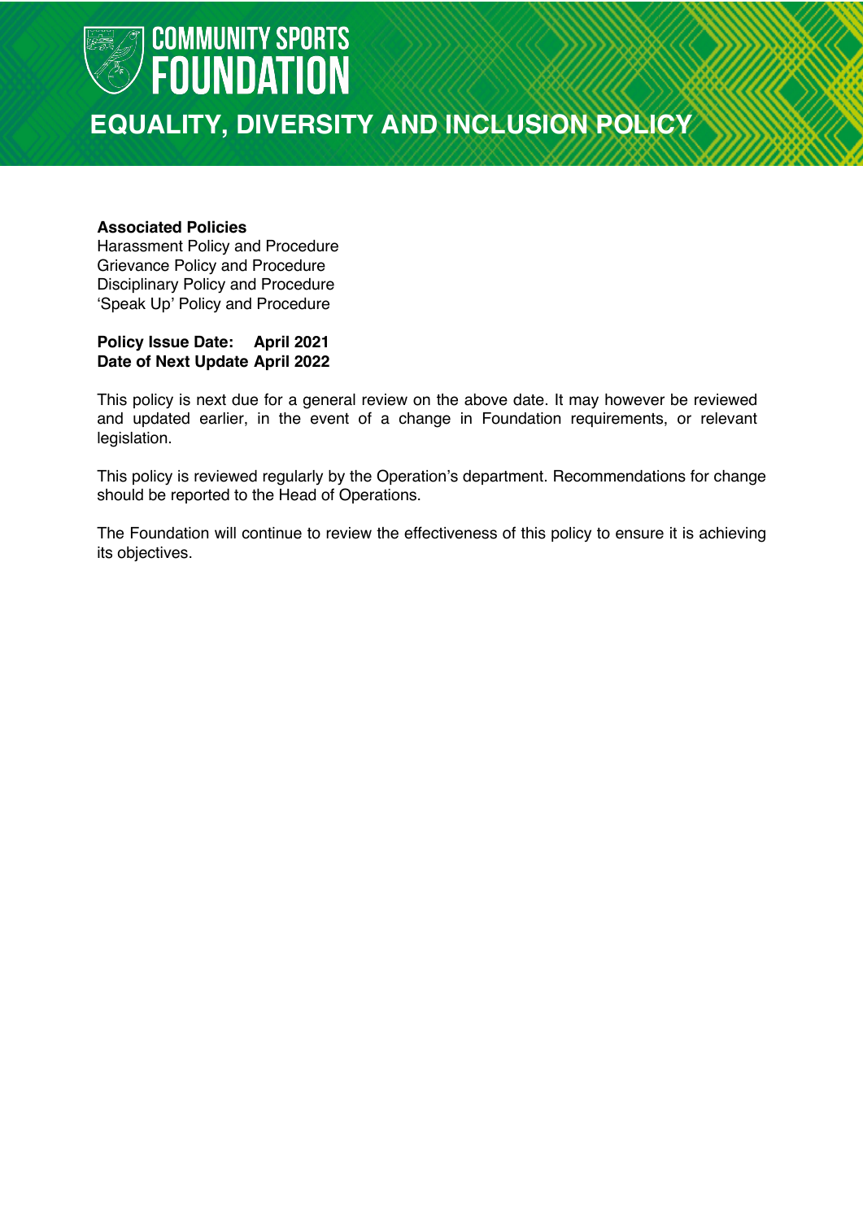# COMMUNITY SPORTS FOUNDATION

# EQUALITY, DIVERSITY AND INCLUSION POLICY

**Associated Policies**
Harassment Policy and Procedure
Grievance Policy and Procedure
Disciplinary Policy and Procedure
'Speak Up' Policy and Procedure

**Policy Issue Date: April 2021**
**Date of Next Update April 2022**

This policy is next due for a general review on the above date. It may however be reviewed and updated earlier, in the event of a change in Foundation requirements, or relevant legislation.

This policy is reviewed regularly by the Operation's department. Recommendations for change should be reported to the Head of Operations.

The Foundation will continue to review the effectiveness of this policy to ensure it is achieving its objectives.